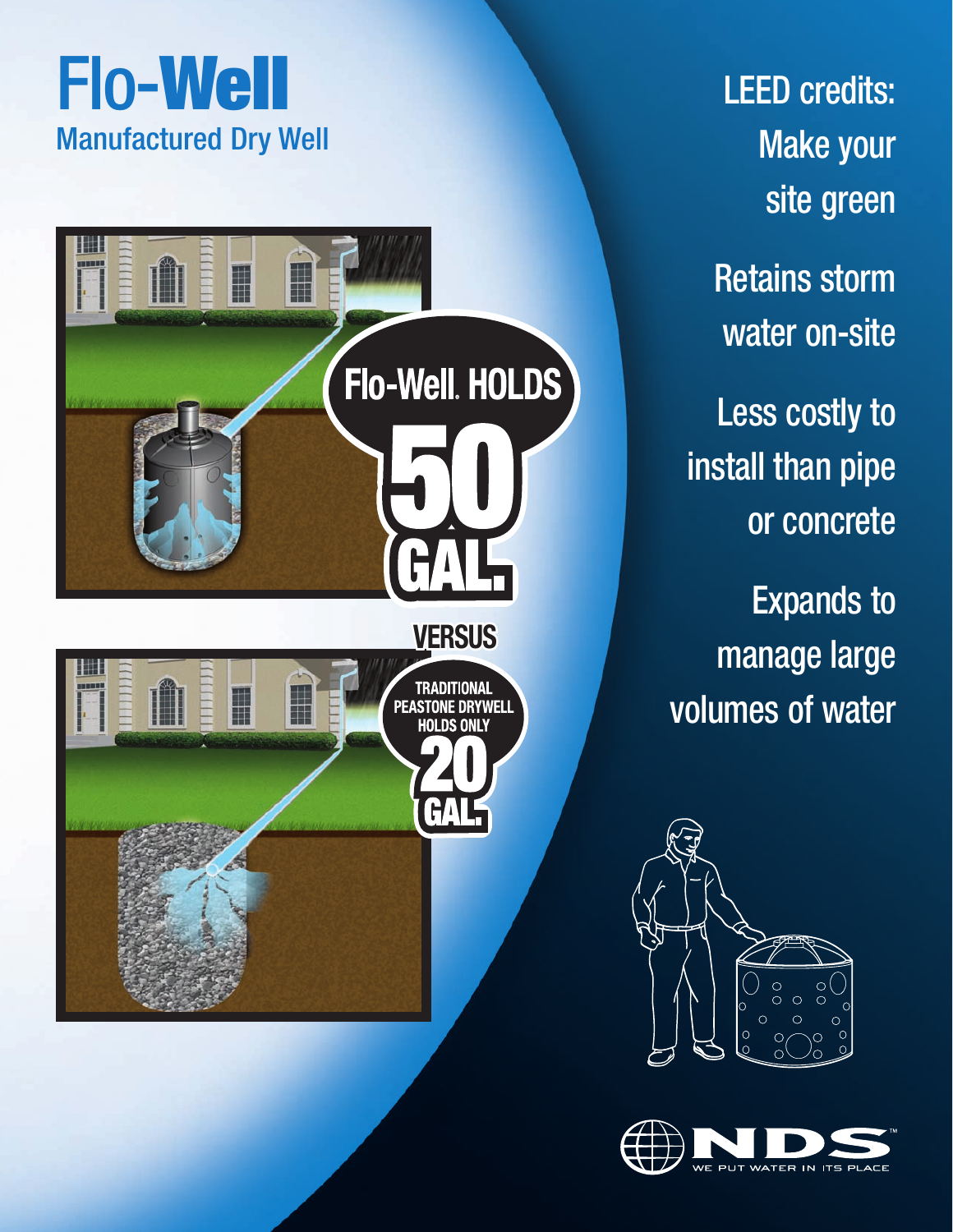# Flo-Well

## Manufactured Dry Well

Flo-Well® HOLDS 50 GAL.

VERSUS

TRADITIONAL PEASTONE DRYWELL HOLDS ONLY 20 GAL.

LEED credits: Make your site green

Retains storm water on-site

Less costly to install than pipe or concrete

Expands to manage large volumes of water

NDS™

WE PUT WATER IN ITS PLACE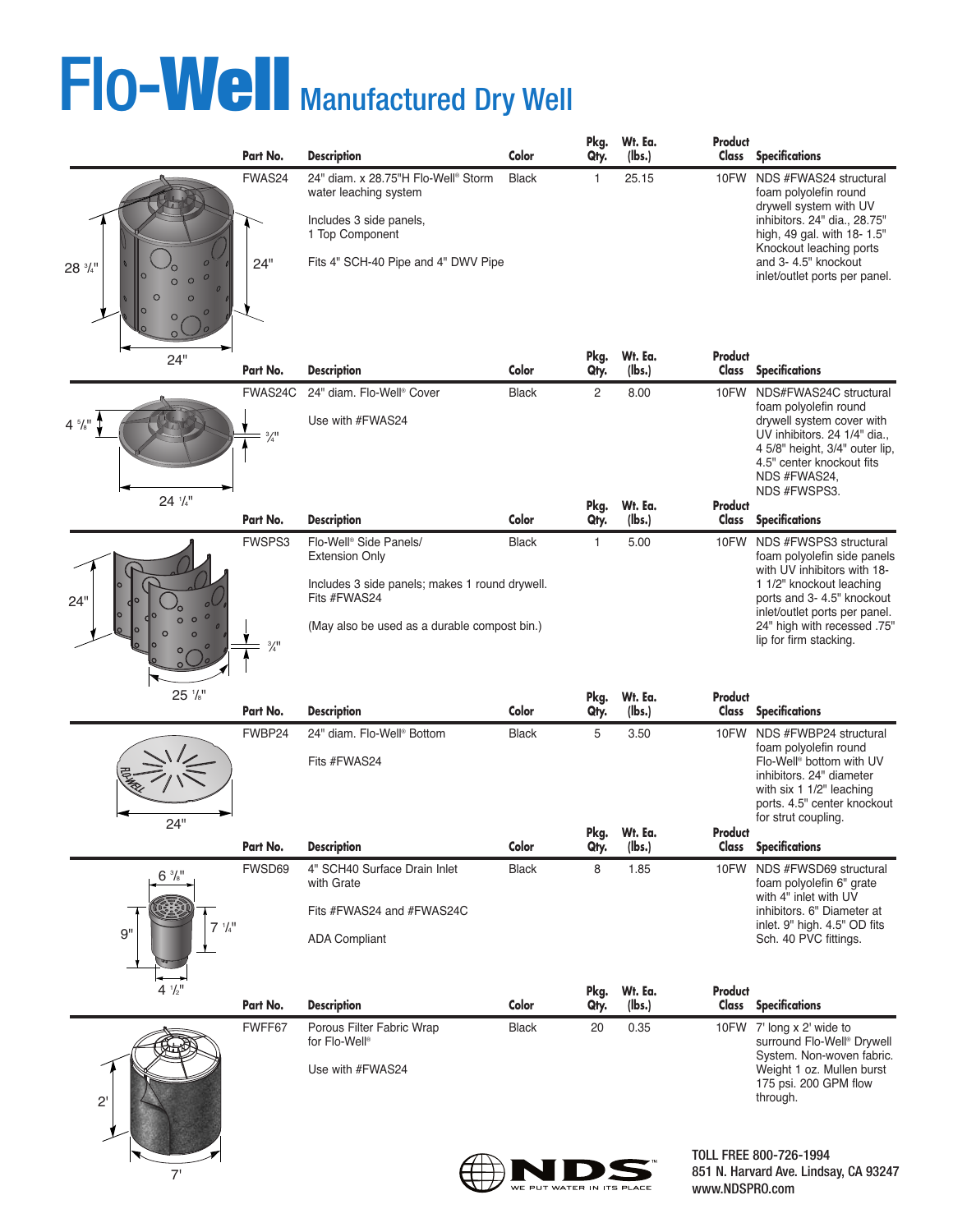# Flo-Well Manufactured Dry Well

| Part No. | Description | Color | Pkg. Qty. | Wt. Ea. (lbs.) | Product Class | Specifications |
|---|---|---|---|---|---|---|
| FWAS24 | 24" diam. x 28.75"H Flo-Well® Storm water leaching system<br><br>Includes 3 side panels, 1 Top Component<br><br>Fits 4" SCH-40 Pipe and 4" DWV Pipe | Black | 1 | 25.15 | 10FW | NDS #FWAS24 structural foam polyolefin round drywell system with UV inhibitors. 24" dia., 28.75" high, 49 gal. with 18- 1.5" Knockout leaching ports and 3- 4.5" knockout inlet/outlet ports per panel. |
| FWAS24C | 24" diam. Flo-Well® Cover<br><br>Use with #FWAS24 | Black | 2 | 8.00 | 10FW | NDS#FWAS24C structural foam polyolefin round drywell system cover with UV inhibitors. 24 1/4" dia., 4 5/8" height, 3/4" outer lip, 4.5" center knockout fits NDS #FWAS24, NDS #FWSPS3. |
| FWSPS3 | Flo-Well® Side Panels/ Extension Only<br><br>Includes 3 side panels; makes 1 round drywell. Fits #FWAS24<br><br>(May also be used as a durable compost bin.) | Black | 1 | 5.00 | 10FW | NDS #FWSPS3 structural foam polyolefin side panels with UV inhibitors with 18- 1 1/2" knockout leaching ports and 3- 4.5" knockout inlet/outlet ports per panel. 24" high with recessed .75" lip for firm stacking. |
| FWBP24 | 24" diam. Flo-Well® Bottom<br><br>Fits #FWAS24 | Black | 5 | 3.50 | 10FW | NDS #FWBP24 structural foam polyolefin round Flo-Well® bottom with UV inhibitors. 24" diameter with six 1 1/2" leaching ports. 4.5" center knockout for strut coupling. |
| FWSD69 | 4" SCH40 Surface Drain Inlet with Grate<br><br>Fits #FWAS24 and #FWAS24C<br><br>ADA Compliant | Black | 8 | 1.85 | 10FW | NDS #FWSD69 structural foam polyolefin 6" grate with 4" inlet with UV inhibitors. 6" Diameter at inlet. 9" high. 4.5" OD fits Sch. 40 PVC fittings. |
| FWFF67 | Porous Filter Fabric Wrap for Flo-Well®<br><br>Use with #FWAS24 | Black | 20 | 0.35 | 10FW | 7' long x 2' wide to surround Flo-Well® Drywell System. Non-woven fabric. Weight 1 oz. Mullen burst 175 psi. 200 GPM flow through. |

28 3/4"
24"
24"

4 5/8"
3/4"
24 1/4"

24"
3/4"
25 1/8"

24"

6 3/8"
9"
7 1/4"
4 1/2"

2'
7'

NDS™ WE PUT WATER IN ITS PLACE

TOLL FREE 800-726-1994
851 N. Harvard Ave. Lindsay, CA 93247
www.NDSPRO.com